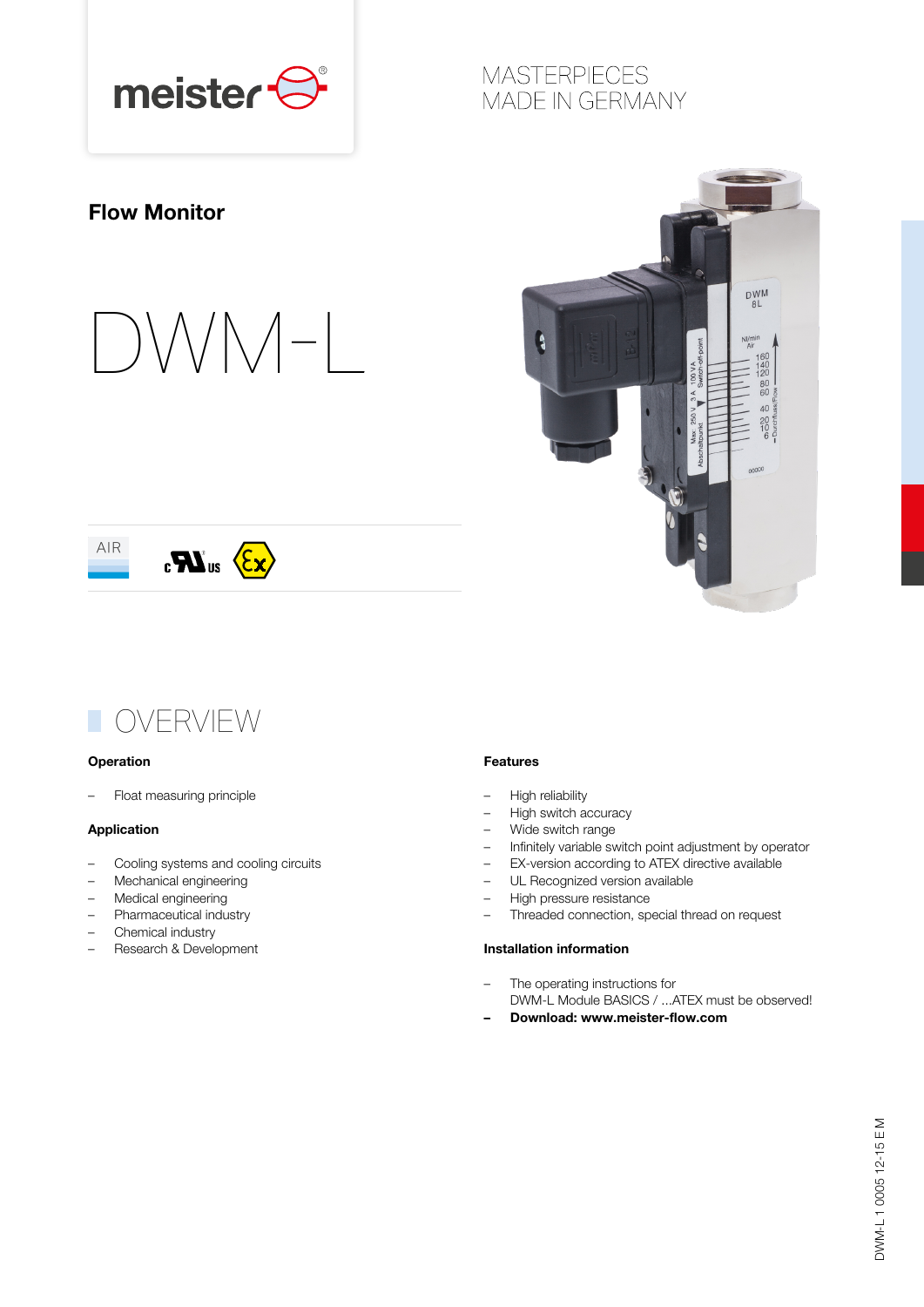meister

MASTERPIECES
MADE IN GERMANY

## Flow Monitor

# DWM-L

AIR

## OVERVIEW

### Operation

- Float measuring principle

### Application

- Cooling systems and cooling circuits
- Mechanical engineering
- Medical engineering
- Pharmaceutical industry
- Chemical industry
- Research & Development

### Features

- High reliability
- High switch accuracy
- Wide switch range
- Infinitely variable switch point adjustment by operator
- EX-version according to ATEX directive available
- UL Recognized version available
- High pressure resistance
- Threaded connection, special thread on request

### Installation information

- The operating instructions for DWM-L Module BASICS / ...ATEX must be observed!
- **Download: www.meister-flow.com**

DWM-L 1 0005 12-15 E M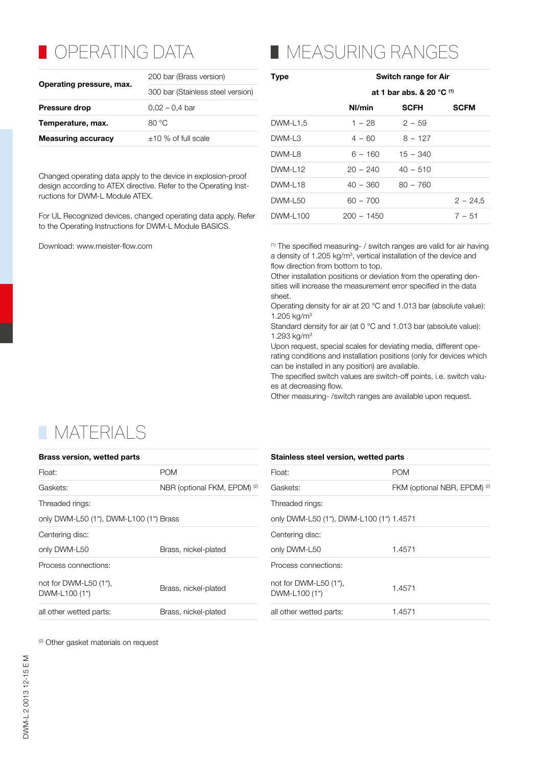# OPERATING DATA

| | |
|---|---|
| **Operating pressure, max.** | 200 bar (Brass version) |
| | 300 bar (Stainless steel version) |
| **Pressure drop** | 0,02 – 0,4 bar |
| **Temperature, max.** | 80 °C |
| **Measuring accuracy** | ±10 % of full scale |

Changed operating data apply to the device in explosion-proof design according to ATEX directive. Refer to the Operating Instructions for DWM-L Module ATEX.

For UL Recognized devices, changed operating data apply. Refer to the Operating Instructions for DWM-L Module BASICS.

Download: www.meister-flow.com

# MEASURING RANGES

| **Type** | **Switch range for Air at 1 bar abs. & 20 °C** [1] | | |
|---|---|---|---|
| | **Nl/min** | **SCFH** | **SCFM** |
| DWM-L1,5 | 1 – 28 | 2 – 59 | |
| DWM-L3 | 4 – 60 | 8 – 127 | |
| DWM-L8 | 6 – 160 | 15 – 340 | |
| DWM-L12 | 20 – 240 | 40 – 510 | |
| DWM-L18 | 40 – 360 | 80 – 760 | |
| DWM-L50 | 60 – 700 | | 2 – 24,5 |
| DWM-L100 | 200 – 1450 | | 7 – 51 |

[1] The specified measuring- / switch ranges are valid for air having a density of 1.205 kg/m³, vertical installation of the device and flow direction from bottom to top.
Other installation positions or deviation from the operating densities will increase the measurement error specified in the data sheet.
Operating density for air at 20 °C and 1.013 bar (absolute value): 1.205 kg/m³
Standard density for air (at 0 °C and 1.013 bar (absolute value): 1.293 kg/m³
Upon request, special scales for deviating media, different operating conditions and installation positions (only for devices which can be installed in any position) are available.
The specified switch values are switch-off points, i.e. switch values at decreasing flow.
Other measuring- /switch ranges are available upon request.

# MATERIALS

| **Brass version, wetted parts** | |
|---|---|
| Float: | POM |
| Gaskets: | NBR (optional FKM, EPDM) [2] |
| Threaded rings: | |
| only DWM-L50 (1“), DWM-L100 (1“) | Brass |
| Centering disc: | |
| only DWM-L50 | Brass, nickel-plated |
| Process connections: | |
| not for DWM-L50 (1“), DWM-L100 (1“) | Brass, nickel-plated |
| all other wetted parts: | Brass, nickel-plated |

| **Stainless steel version, wetted parts** | |
|---|---|
| Float: | POM |
| Gaskets: | FKM (optional NBR, EPDM) [2] |
| Threaded rings: | |
| only DWM-L50 (1“), DWM-L100 (1“) | 1.4571 |
| Centering disc: | |
| only DWM-L50 | 1.4571 |
| Process connections: | |
| not for DWM-L50 (1“), DWM-L100 (1“) | 1.4571 |
| all other wetted parts: | 1.4571 |

[2] Other gasket materials on request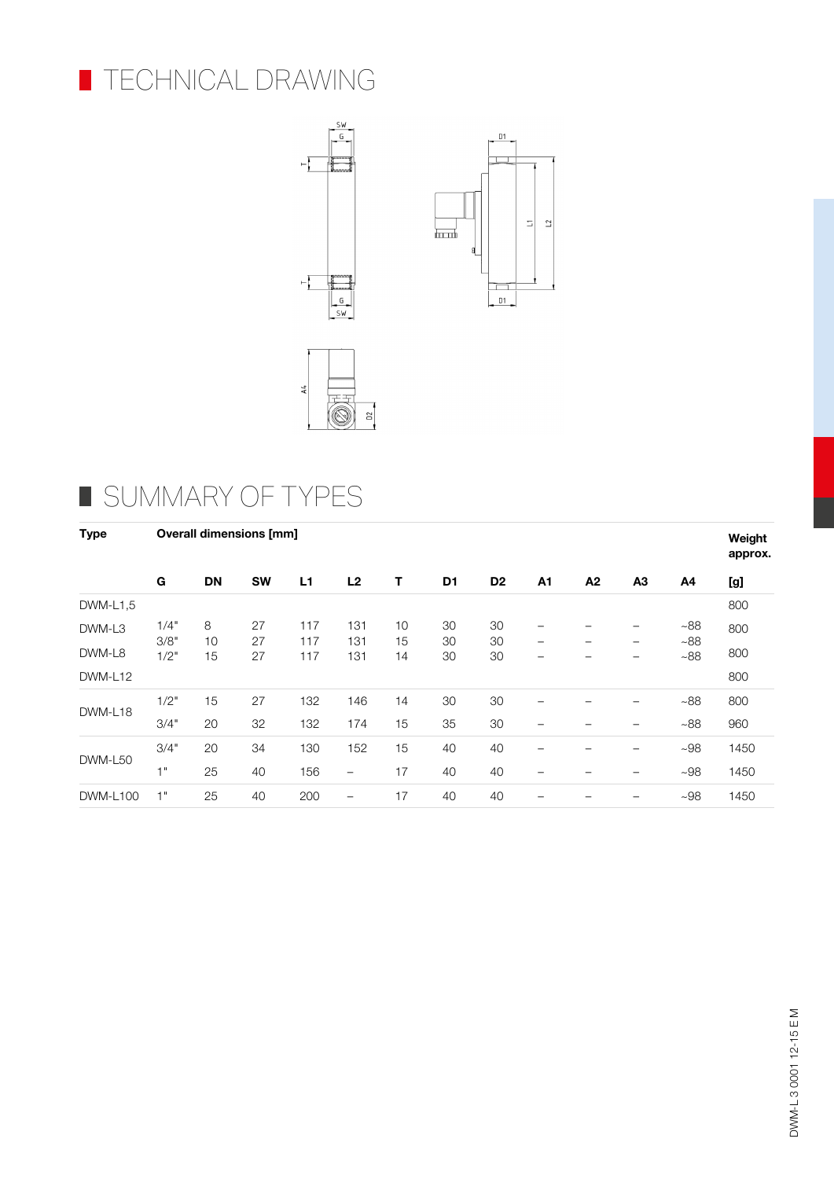# TECHNICAL DRAWING

# SUMMARY OF TYPES

| Type | Overall dimensions [mm] | | | | | | | | | | | | Weight approx. |
|---|---|---|---|---|---|---|---|---|---|---|---|---|---|
| | G | DN | SW | L1 | L2 | T | D1 | D2 | A1 | A2 | A3 | A4 | [g] |
| DWM-L1,5 | | | | | | | | | | | | | 800 |
| DWM-L3 | 1/4" | 8 | 27 | 117 | 131 | 10 | 30 | 30 | – | – | – | ~88 | 800 |
| | 3/8" | 10 | 27 | 117 | 131 | 15 | 30 | 30 | – | – | – | ~88 | |
| DWM-L8 | 1/2" | 15 | 27 | 117 | 131 | 14 | 30 | 30 | – | – | – | ~88 | 800 |
| DWM-L12 | | | | | | | | | | | | | 800 |
| DWM-L18 | 1/2" | 15 | 27 | 132 | 146 | 14 | 30 | 30 | – | – | – | ~88 | 800 |
| | 3/4" | 20 | 32 | 132 | 174 | 15 | 35 | 30 | – | – | – | ~88 | 960 |
| DWM-L50 | 3/4" | 20 | 34 | 130 | 152 | 15 | 40 | 40 | – | – | – | ~98 | 1450 |
| | 1" | 25 | 40 | 156 | – | 17 | 40 | 40 | – | – | – | ~98 | 1450 |
| DWM-L100 | 1" | 25 | 40 | 200 | – | 17 | 40 | 40 | – | – | – | ~98 | 1450 |

DWM-L 3 0001 12-15 E M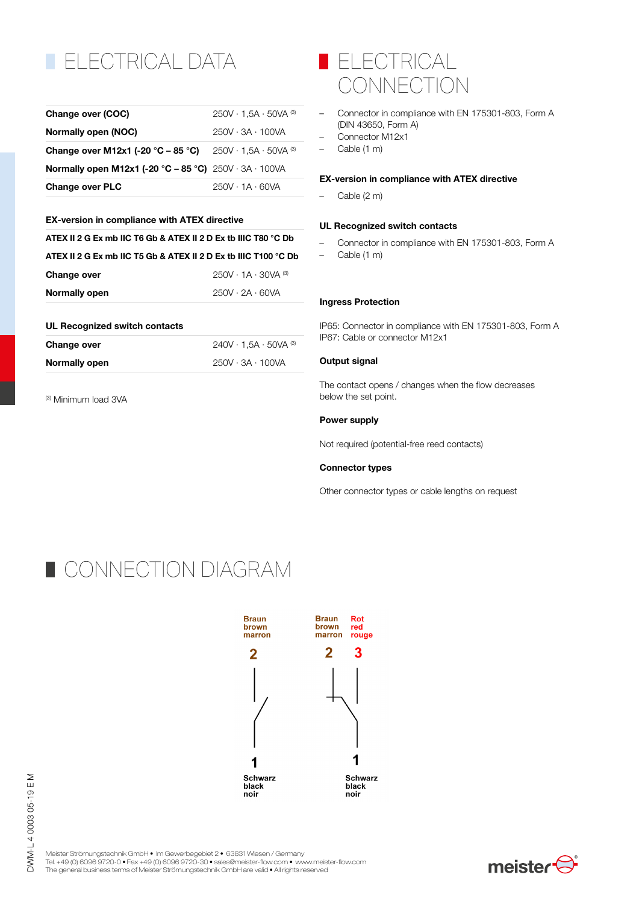# ELECTRICAL DATA

| | |
|---|---|
| **Change over (COC)** | 250V · 1,5A · 50VA [3] |
| **Normally open (NOC)** | 250V · 3A · 100VA |
| **Change over M12x1 (-20 °C – 85 °C)** | 250V · 1,5A · 50VA [3] |
| **Normally open M12x1 (-20 °C – 85 °C)** | 250V · 3A · 100VA |
| **Change over PLC** | 250V · 1A · 60VA |

**EX-version in compliance with ATEX directive**

| | |
|---|---|
| **ATEX II 2 G Ex mb IIC T6 Gb & ATEX II 2 D Ex tb IIIC T80 °C Db** | |
| **ATEX II 2 G Ex mb IIC T5 Gb & ATEX II 2 D Ex tb IIIC T100 °C Db** | |
| **Change over** | 250V · 1A · 30VA [3] |
| **Normally open** | 250V · 2A · 60VA |

**UL Recognized switch contacts**

| | |
|---|---|
| **Change over** | 240V · 1,5A · 50VA [3] |
| **Normally open** | 250V · 3A · 100VA |

[3] Minimum load 3VA

# ELECTRICAL CONNECTION

- Connector in compliance with EN 175301-803, Form A (DIN 43650, Form A)
- Connector M12x1
- Cable (1 m)

**EX-version in compliance with ATEX directive**

- Cable (2 m)

**UL Recognized switch contacts**

- Connector in compliance with EN 175301-803, Form A
- Cable (1 m)

**Ingress Protection**

IP65: Connector in compliance with EN 175301-803, Form A
IP67: Cable or connector M12x1

**Output signal**

The contact opens / changes when the flow decreases below the set point.

**Power supply**

Not required (potential-free reed contacts)

**Connector types**

Other connector types or cable lengths on request

# CONNECTION DIAGRAM

Braun
brown
marron
2

1
Schwarz
black
noir

Braun
brown
marron
2

Rot
red
rouge
3

1
Schwarz
black
noir